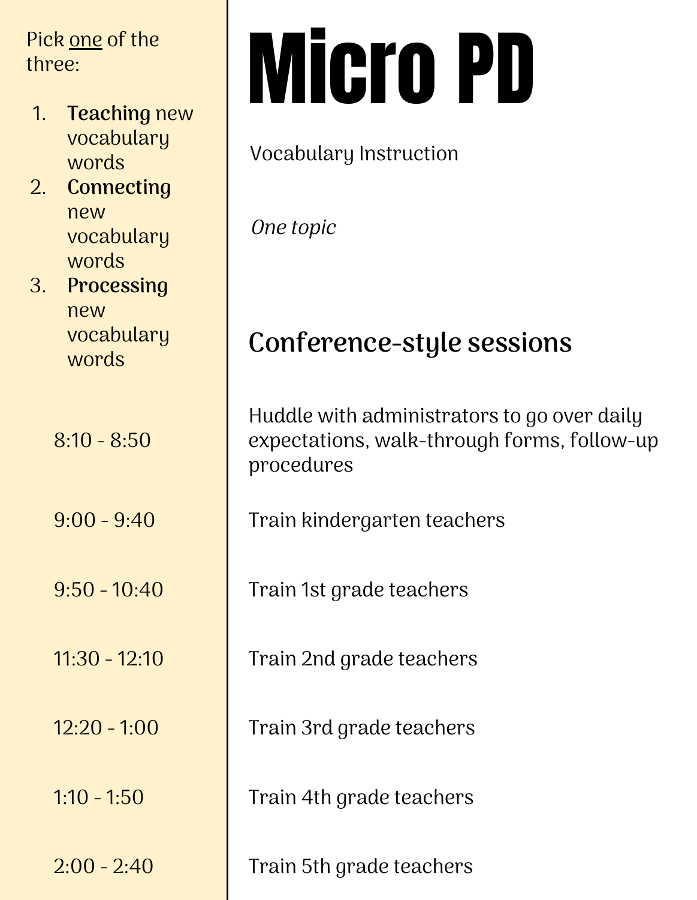# Micro PD

Vocabulary Instruction

*One topic*

Pick <u>one</u> of the three:

1. **Teaching** new vocabulary words
2. **Connecting** new vocabulary words
3. **Processing** new vocabulary words

## Conference-style sessions

| Time | Session |
| --- | --- |
| 8:10 - 8:50 | Huddle with administrators to go over daily expectations, walk-through forms, follow-up procedures |
| 9:00 - 9:40 | Train kindergarten teachers |
| 9:50 - 10:40 | Train 1st grade teachers |
| 11:30 - 12:10 | Train 2nd grade teachers |
| 12:20 - 1:00 | Train 3rd grade teachers |
| 1:10 - 1:50 | Train 4th grade teachers |
| 2:00 - 2:40 | Train 5th grade teachers |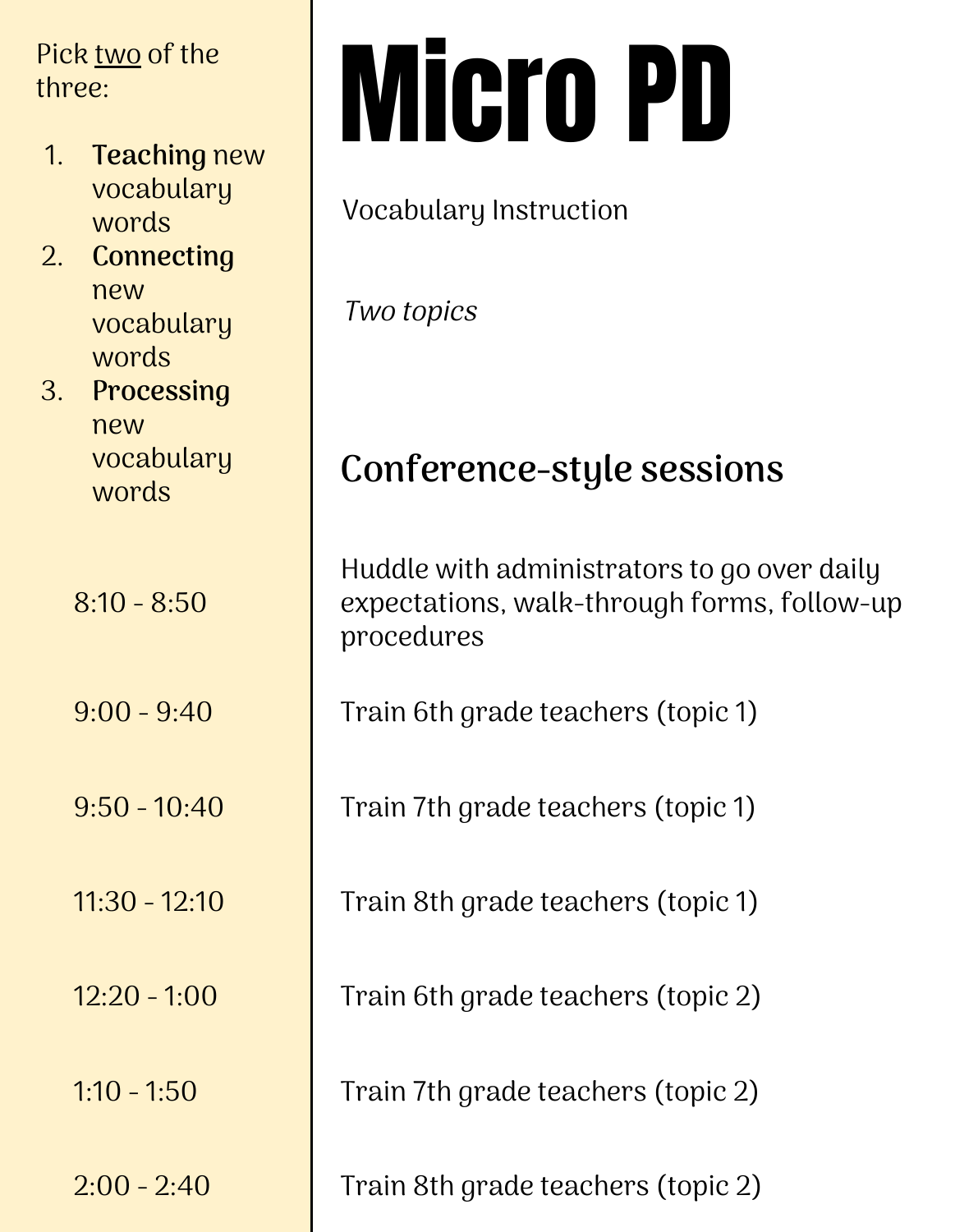# Micro PD

Vocabulary Instruction

*Two topics*

Pick <u>two</u> of the three:

1. **Teaching** new vocabulary words
2. **Connecting** new vocabulary words
3. **Processing** new vocabulary words

## Conference-style sessions

| | |
|---|---|
| 8:10 - 8:50 | Huddle with administrators to go over daily expectations, walk-through forms, follow-up procedures |
| 9:00 - 9:40 | Train 6th grade teachers (topic 1) |
| 9:50 - 10:40 | Train 7th grade teachers (topic 1) |
| 11:30 - 12:10 | Train 8th grade teachers (topic 1) |
| 12:20 - 1:00 | Train 6th grade teachers (topic 2) |
| 1:10 - 1:50 | Train 7th grade teachers (topic 2) |
| 2:00 - 2:40 | Train 8th grade teachers (topic 2) |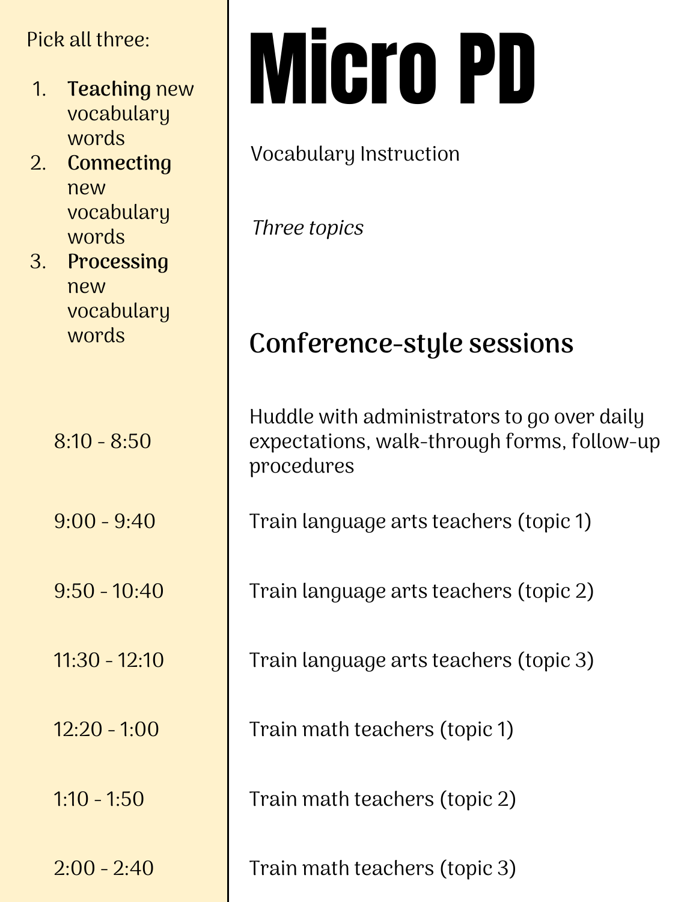# Micro PD

Vocabulary Instruction

*Three topics*

Pick all three:

1. **Teaching** new vocabulary words
2. **Connecting** new vocabulary words
3. **Processing** new vocabulary words

## Conference-style sessions

| | |
|---|---|
| 8:10 - 8:50 | Huddle with administrators to go over daily expectations, walk-through forms, follow-up procedures |
| 9:00 - 9:40 | Train language arts teachers (topic 1) |
| 9:50 - 10:40 | Train language arts teachers (topic 2) |
| 11:30 - 12:10 | Train language arts teachers (topic 3) |
| 12:20 - 1:00 | Train math teachers (topic 1) |
| 1:10 - 1:50 | Train math teachers (topic 2) |
| 2:00 - 2:40 | Train math teachers (topic 3) |